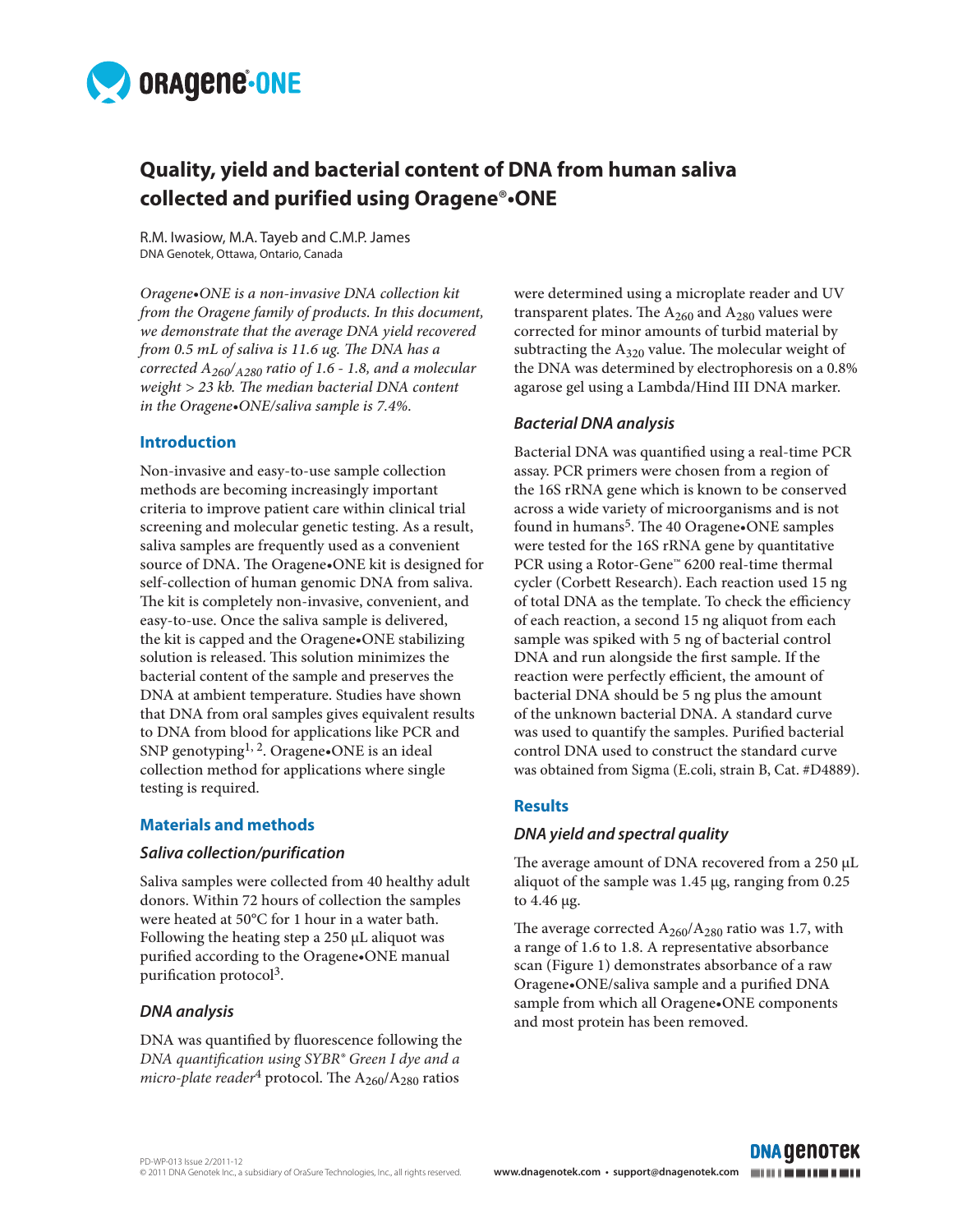# Quality, yield and bacterial content of DNA from human saliva collected and purified using Oragene®•ONE

R.M. Iwasiow, M.A. Tayeb and C.M.P. James
DNA Genotek, Ottawa, Ontario, Canada

*Oragene•ONE is a non-invasive DNA collection kit from the Oragene family of products. In this document, we demonstrate that the average DNA yield recovered from 0.5 mL of saliva is 11.6 ug. The DNA has a corrected $A_{260}/A_{280}$ ratio of 1.6 - 1.8, and a molecular weight > 23 kb. The median bacterial DNA content in the Oragene•ONE/saliva sample is 7.4%.*

## Introduction

Non-invasive and easy-to-use sample collection methods are becoming increasingly important criteria to improve patient care within clinical trial screening and molecular genetic testing. As a result, saliva samples are frequently used as a convenient source of DNA. The Oragene•ONE kit is designed for self-collection of human genomic DNA from saliva. The kit is completely non-invasive, convenient, and easy-to-use. Once the saliva sample is delivered, the kit is capped and the Oragene•ONE stabilizing solution is released. This solution minimizes the bacterial content of the sample and preserves the DNA at ambient temperature. Studies have shown that DNA from oral samples gives equivalent results to DNA from blood for applications like PCR and SNP genotyping[1, 2]. Oragene•ONE is an ideal collection method for applications where single testing is required.

## Materials and methods

### Saliva collection/purification

Saliva samples were collected from 40 healthy adult donors. Within 72 hours of collection the samples were heated at 50°C for 1 hour in a water bath. Following the heating step a 250 µL aliquot was purified according to the Oragene•ONE manual purification protocol[3].

### DNA analysis

DNA was quantified by fluorescence following the *DNA quantification using SYBR® Green I dye and a micro-plate reader*[4] protocol. The $A_{260}/A_{280}$ ratios were determined using a microplate reader and UV transparent plates. The $A_{260}$ and $A_{280}$ values were corrected for minor amounts of turbid material by subtracting the $A_{320}$ value. The molecular weight of the DNA was determined by electrophoresis on a 0.8% agarose gel using a Lambda/Hind III DNA marker.

### Bacterial DNA analysis

Bacterial DNA was quantified using a real-time PCR assay. PCR primers were chosen from a region of the 16S rRNA gene which is known to be conserved across a wide variety of microorganisms and is not found in humans[5]. The 40 Oragene•ONE samples were tested for the 16S rRNA gene by quantitative PCR using a Rotor-Gene™ 6200 real-time thermal cycler (Corbett Research). Each reaction used 15 ng of total DNA as the template. To check the efficiency of each reaction, a second 15 ng aliquot from each sample was spiked with 5 ng of bacterial control DNA and run alongside the first sample. If the reaction were perfectly efficient, the amount of bacterial DNA should be 5 ng plus the amount of the unknown bacterial DNA. A standard curve was used to quantify the samples. Purified bacterial control DNA used to construct the standard curve was obtained from Sigma (E.coli, strain B, Cat. #D4889).

## Results

### DNA yield and spectral quality

The average amount of DNA recovered from a 250 µL aliquot of the sample was 1.45 µg, ranging from 0.25 to 4.46 µg.

The average corrected $A_{260}/A_{280}$ ratio was 1.7, with a range of 1.6 to 1.8. A representative absorbance scan (Figure 1) demonstrates absorbance of a raw Oragene•ONE/saliva sample and a purified DNA sample from which all Oragene•ONE components and most protein has been removed.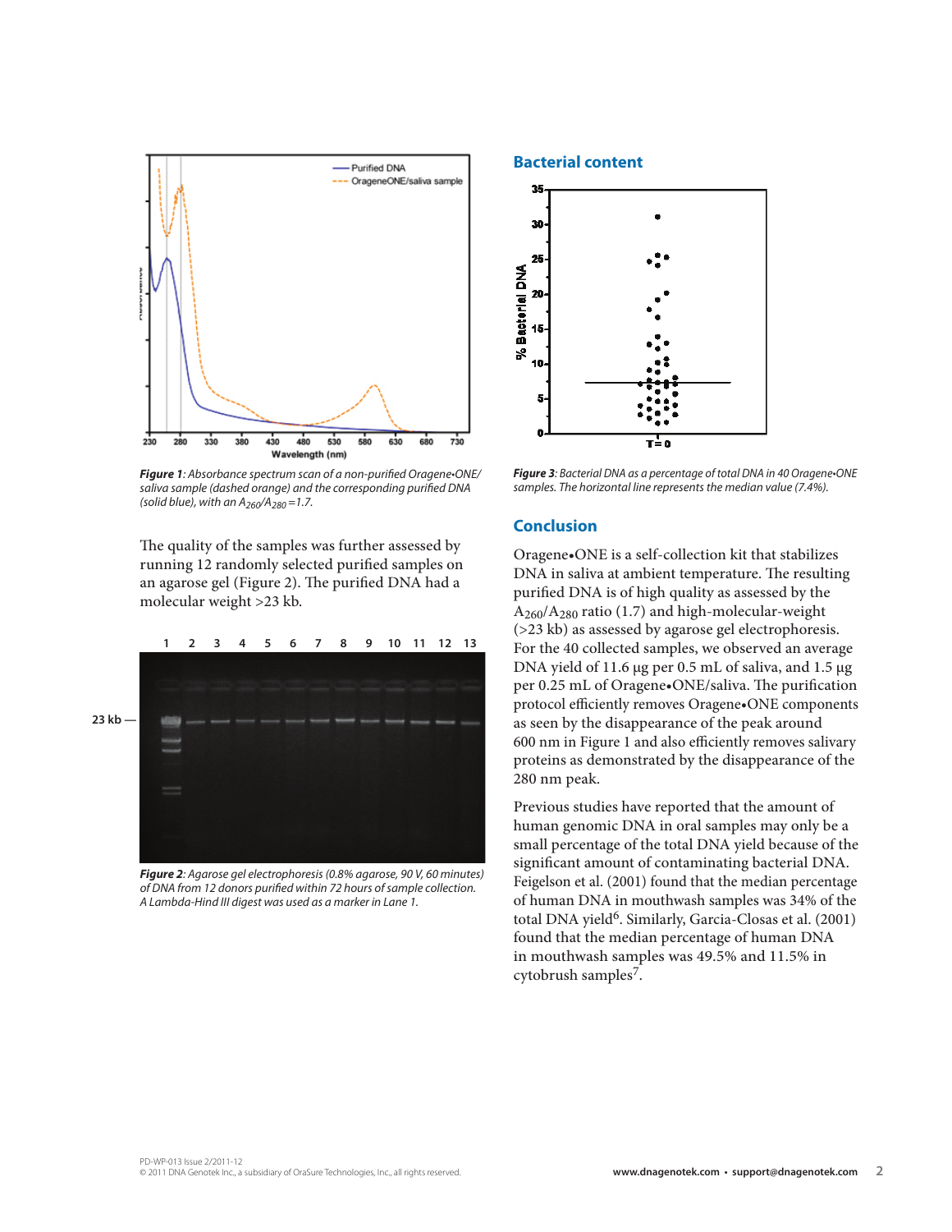*Figure 1: Absorbance spectrum scan of a non-purified Oragene•ONE/saliva sample (dashed orange) and the corresponding purified DNA (solid blue), with an $A_{260}/A_{280}$ =1.7.*

The quality of the samples was further assessed by running 12 randomly selected purified samples on an agarose gel (Figure 2). The purified DNA had a molecular weight >23 kb.

*Figure 2: Agarose gel electrophoresis (0.8% agarose, 90 V, 60 minutes) of DNA from 12 donors purified within 72 hours of sample collection. A Lambda-Hind III digest was used as a marker in Lane 1.*

## Bacterial content

*Figure 3: Bacterial DNA as a percentage of total DNA in 40 Oragene•ONE samples. The horizontal line represents the median value (7.4%).*

## Conclusion

Oragene•ONE is a self-collection kit that stabilizes DNA in saliva at ambient temperature. The resulting purified DNA is of high quality as assessed by the $A_{260}/A_{280}$ ratio (1.7) and high-molecular-weight (>23 kb) as assessed by agarose gel electrophoresis. For the 40 collected samples, we observed an average DNA yield of 11.6 µg per 0.5 mL of saliva, and 1.5 µg per 0.25 mL of Oragene•ONE/saliva. The purification protocol efficiently removes Oragene•ONE components as seen by the disappearance of the peak around 600 nm in Figure 1 and also efficiently removes salivary proteins as demonstrated by the disappearance of the 280 nm peak.

Previous studies have reported that the amount of human genomic DNA in oral samples may only be a small percentage of the total DNA yield because of the significant amount of contaminating bacterial DNA. Feigelson et al. (2001) found that the median percentage of human DNA in mouthwash samples was 34% of the total DNA yield[6]. Similarly, Garcia-Closas et al. (2001) found that the median percentage of human DNA in mouthwash samples was 49.5% and 11.5% in cytobrush samples[7].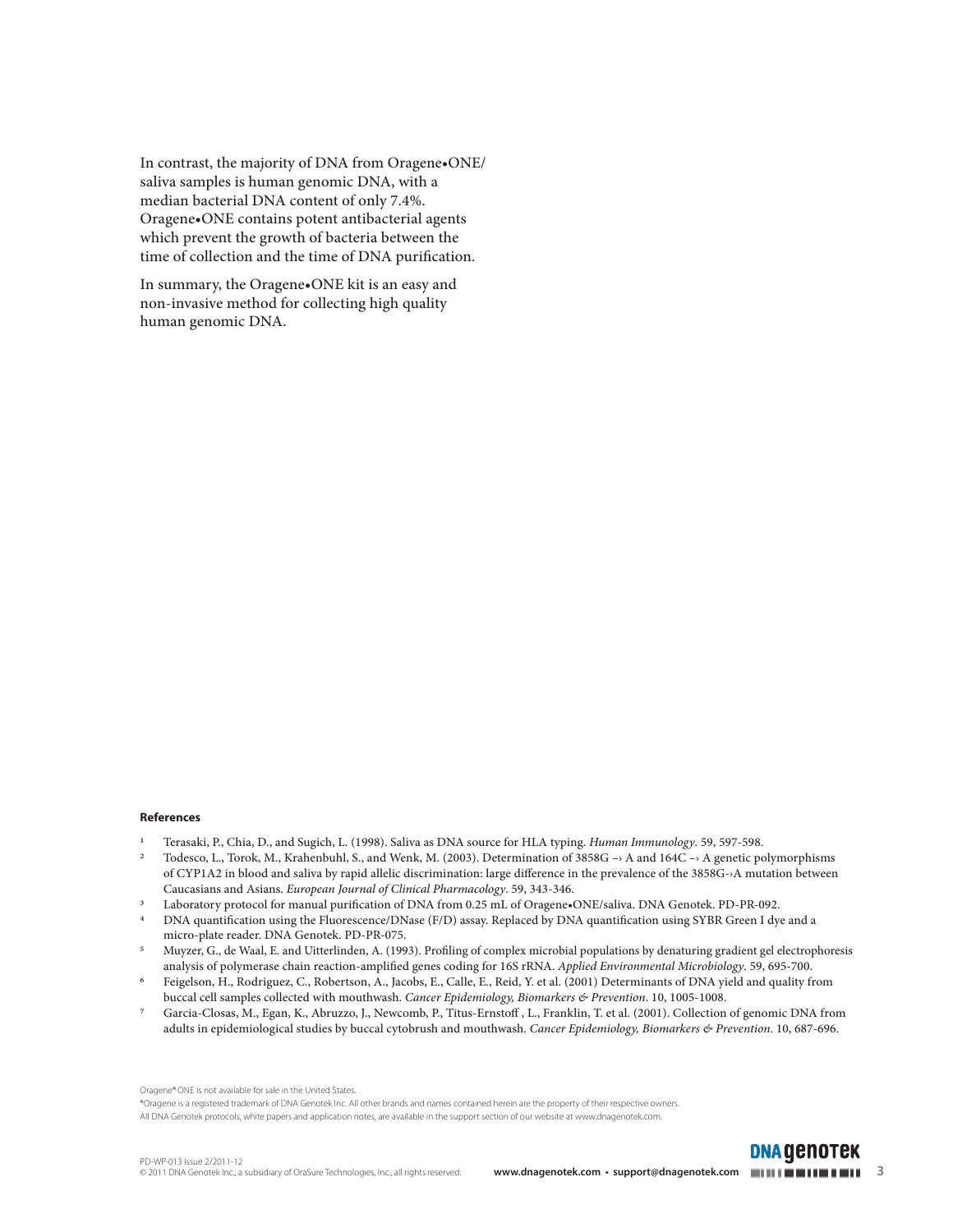In contrast, the majority of DNA from Oragene•ONE/saliva samples is human genomic DNA, with a median bacterial DNA content of only 7.4%. Oragene•ONE contains potent antibacterial agents which prevent the growth of bacteria between the time of collection and the time of DNA purification.

In summary, the Oragene•ONE kit is an easy and non-invasive method for collecting high quality human genomic DNA.

**References**

1. Terasaki, P., Chia, D., and Sugich, L. (1998). Saliva as DNA source for HLA typing. *Human Immunology*. 59, 597-598.
2. Todesco, L., Torok, M., Krahenbuhl, S., and Wenk, M. (2003). Determination of 3858G –› A and 164C –› A genetic polymorphisms of CYP1A2 in blood and saliva by rapid allelic discrimination: large difference in the prevalence of the 3858G-›A mutation between Caucasians and Asians. *European Journal of Clinical Pharmacology*. 59, 343-346.
3. Laboratory protocol for manual purification of DNA from 0.25 mL of Oragene•ONE/saliva. DNA Genotek. PD-PR-092.
4. DNA quantification using the Fluorescence/DNase (F/D) assay. Replaced by DNA quantification using SYBR Green I dye and a micro-plate reader. DNA Genotek. PD-PR-075.
5. Muyzer, G., de Waal, E. and Uitterlinden, A. (1993). Profiling of complex microbial populations by denaturing gradient gel electrophoresis analysis of polymerase chain reaction-amplified genes coding for 16S rRNA. *Applied Environmental Microbiology*. 59, 695-700.
6. Feigelson, H., Rodriguez, C., Robertson, A., Jacobs, E., Calle, E., Reid, Y. et al. (2001) Determinants of DNA yield and quality from buccal cell samples collected with mouthwash. *Cancer Epidemiology, Biomarkers & Prevention*. 10, 1005-1008.
7. Garcia-Closas, M., Egan, K., Abruzzo, J., Newcomb, P., Titus-Ernstoff , L., Franklin, T. et al. (2001). Collection of genomic DNA from adults in epidemiological studies by buccal cytobrush and mouthwash. *Cancer Epidemiology, Biomarkers & Prevention*. 10, 687-696.

Oragene®ONE is not available for sale in the United States.

®Oragene is a registered trademark of DNA Genotek Inc. All other brands and names contained herein are the property of their respective owners.

All DNA Genotek protocols, white papers and application notes, are available in the support section of our website at www.dnagenotek.com.

PD-WP-013 Issue 2/2011-12

© 2011 DNA Genotek Inc., a subsidiary of OraSure Technologies, Inc., all rights reserved.

**www.dnagenotek.com • support@dnagenotek.com**